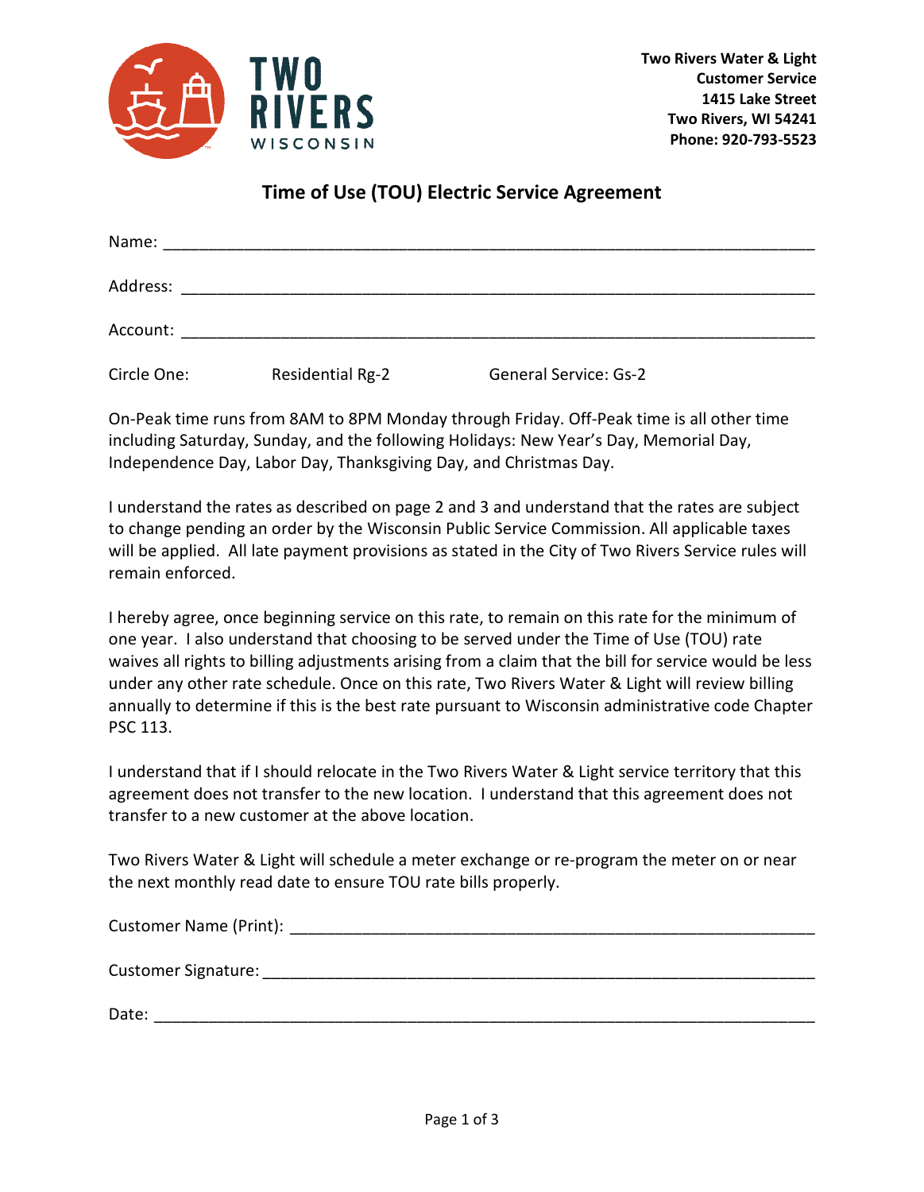Two Rivers Water & Light
Customer Service
1415 Lake Street
Two Rivers, WI 54241
Phone: 920-793-5523

# Time of Use (TOU) Electric Service Agreement

Name: ______________________________________________________________________

Address: ____________________________________________________________________

Account: ____________________________________________________________________

Circle One: Residential Rg-2 General Service: Gs-2

On-Peak time runs from 8AM to 8PM Monday through Friday. Off-Peak time is all other time including Saturday, Sunday, and the following Holidays: New Year's Day, Memorial Day, Independence Day, Labor Day, Thanksgiving Day, and Christmas Day.

I understand the rates as described on page 2 and 3 and understand that the rates are subject to change pending an order by the Wisconsin Public Service Commission. All applicable taxes will be applied. All late payment provisions as stated in the City of Two Rivers Service rules will remain enforced.

I hereby agree, once beginning service on this rate, to remain on this rate for the minimum of one year. I also understand that choosing to be served under the Time of Use (TOU) rate waives all rights to billing adjustments arising from a claim that the bill for service would be less under any other rate schedule. Once on this rate, Two Rivers Water & Light will review billing annually to determine if this is the best rate pursuant to Wisconsin administrative code Chapter PSC 113.

I understand that if I should relocate in the Two Rivers Water & Light service territory that this agreement does not transfer to the new location. I understand that this agreement does not transfer to a new customer at the above location.

Two Rivers Water & Light will schedule a meter exchange or re-program the meter on or near the next monthly read date to ensure TOU rate bills properly.

Customer Name (Print): ______________________________________________________

Customer Signature: _________________________________________________________

Date: _______________________________________________________________________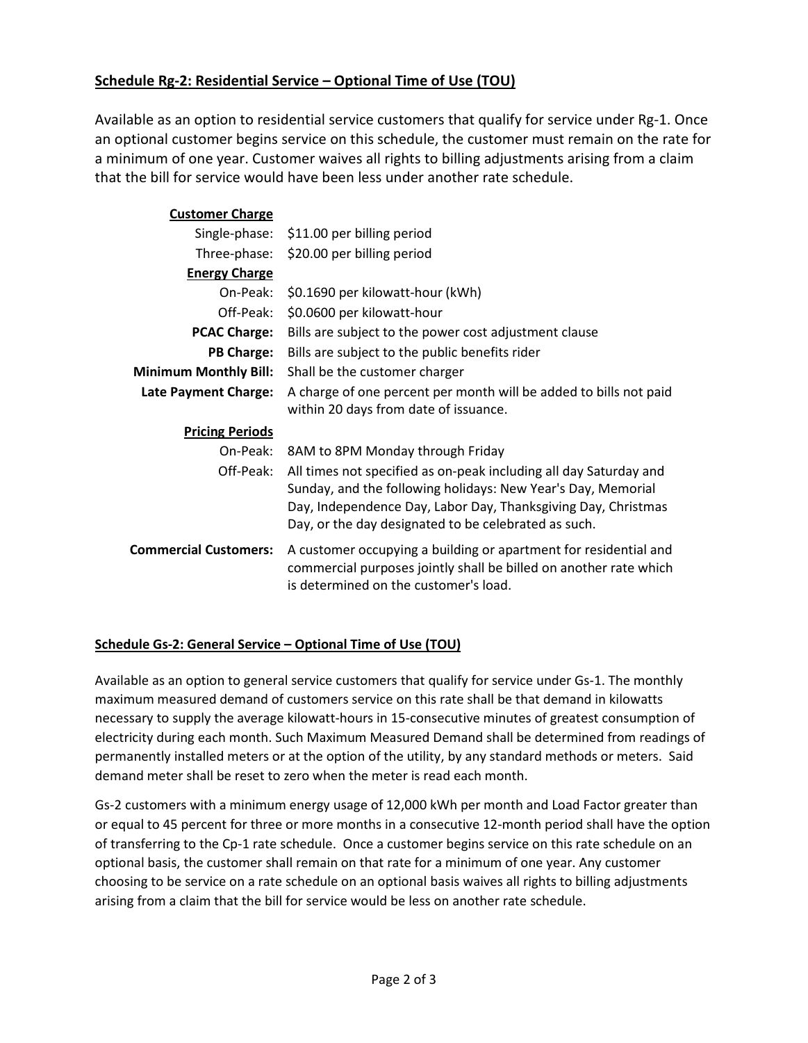## **Schedule Rg-2: Residential Service – Optional Time of Use (TOU)**

Available as an option to residential service customers that qualify for service under Rg-1. Once an optional customer begins service on this schedule, the customer must remain on the rate for a minimum of one year. Customer waives all rights to billing adjustments arising from a claim that the bill for service would have been less under another rate schedule.

| | |
|---|---|
| **Customer Charge** | |
| Single-phase: | $11.00 per billing period |
| Three-phase: | $20.00 per billing period |
| **Energy Charge** | |
| On-Peak: | $0.1690 per kilowatt-hour (kWh) |
| Off-Peak: | $0.0600 per kilowatt-hour |
| **PCAC Charge:** | Bills are subject to the power cost adjustment clause |
| **PB Charge:** | Bills are subject to the public benefits rider |
| **Minimum Monthly Bill:** | Shall be the customer charger |
| **Late Payment Charge:** | A charge of one percent per month will be added to bills not paid within 20 days from date of issuance. |
| **Pricing Periods** | |
| On-Peak: | 8AM to 8PM Monday through Friday |
| Off-Peak: | All times not specified as on-peak including all day Saturday and Sunday, and the following holidays: New Year's Day, Memorial Day, Independence Day, Labor Day, Thanksgiving Day, Christmas Day, or the day designated to be celebrated as such. |
| **Commercial Customers:** | A customer occupying a building or apartment for residential and commercial purposes jointly shall be billed on another rate which is determined on the customer's load. |

## **Schedule Gs-2: General Service – Optional Time of Use (TOU)**

Available as an option to general service customers that qualify for service under Gs-1. The monthly maximum measured demand of customers service on this rate shall be that demand in kilowatts necessary to supply the average kilowatt-hours in 15-consecutive minutes of greatest consumption of electricity during each month. Such Maximum Measured Demand shall be determined from readings of permanently installed meters or at the option of the utility, by any standard methods or meters. Said demand meter shall be reset to zero when the meter is read each month.

Gs-2 customers with a minimum energy usage of 12,000 kWh per month and Load Factor greater than or equal to 45 percent for three or more months in a consecutive 12-month period shall have the option of transferring to the Cp-1 rate schedule. Once a customer begins service on this rate schedule on an optional basis, the customer shall remain on that rate for a minimum of one year. Any customer choosing to be service on a rate schedule on an optional basis waives all rights to billing adjustments arising from a claim that the bill for service would be less on another rate schedule.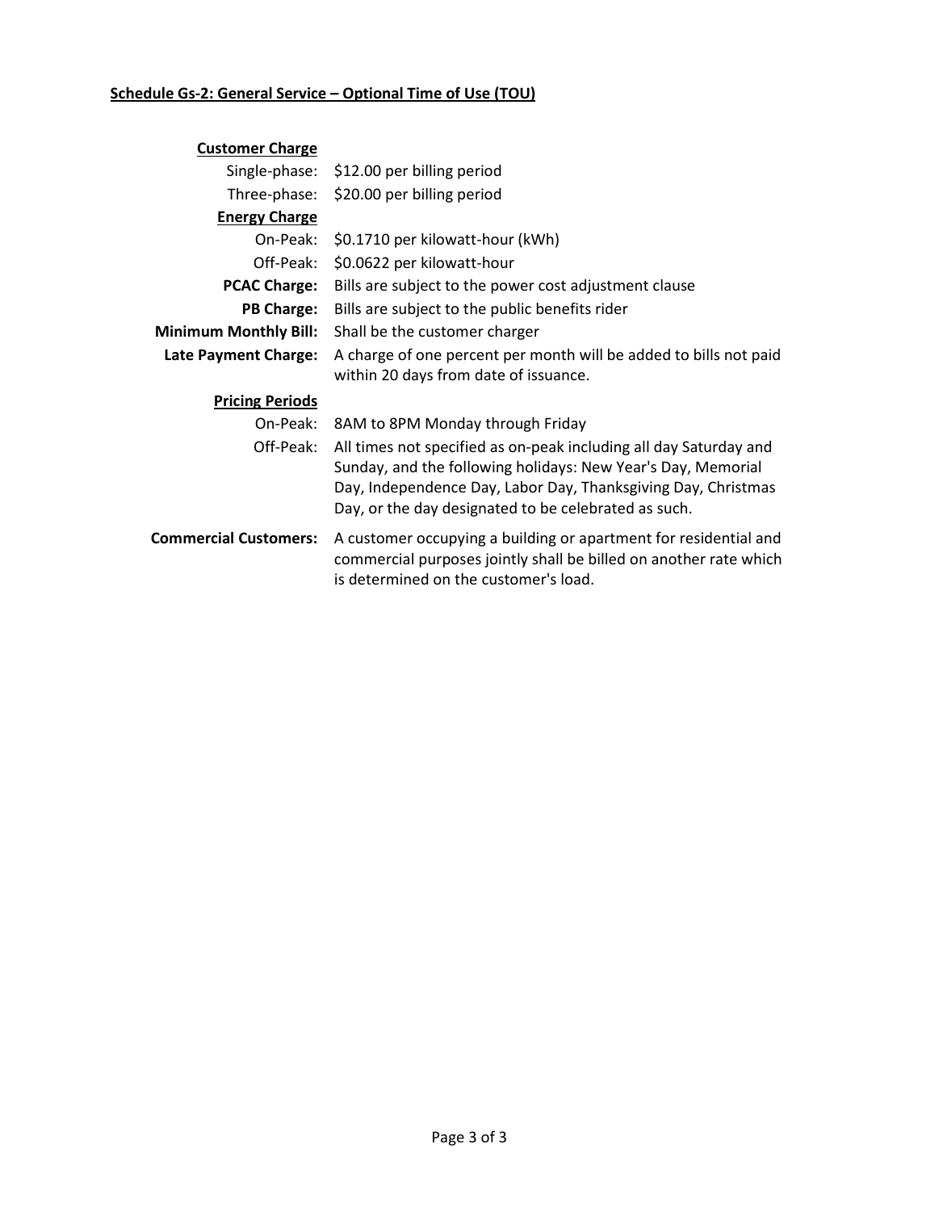**Schedule Gs-2: General Service – Optional Time of Use (TOU)**

| | |
|---|---|
| **Customer Charge** | |
| Single-phase: | $12.00 per billing period |
| Three-phase: | $20.00 per billing period |
| **Energy Charge** | |
| On-Peak: | $0.1710 per kilowatt-hour (kWh) |
| Off-Peak: | $0.0622 per kilowatt-hour |
| **PCAC Charge:** | Bills are subject to the power cost adjustment clause |
| **PB Charge:** | Bills are subject to the public benefits rider |
| **Minimum Monthly Bill:** | Shall be the customer charger |
| **Late Payment Charge:** | A charge of one percent per month will be added to bills not paid within 20 days from date of issuance. |
| **Pricing Periods** | |
| On-Peak: | 8AM to 8PM Monday through Friday |
| Off-Peak: | All times not specified as on-peak including all day Saturday and Sunday, and the following holidays: New Year's Day, Memorial Day, Independence Day, Labor Day, Thanksgiving Day, Christmas Day, or the day designated to be celebrated as such. |
| **Commercial Customers:** | A customer occupying a building or apartment for residential and commercial purposes jointly shall be billed on another rate which is determined on the customer's load. |